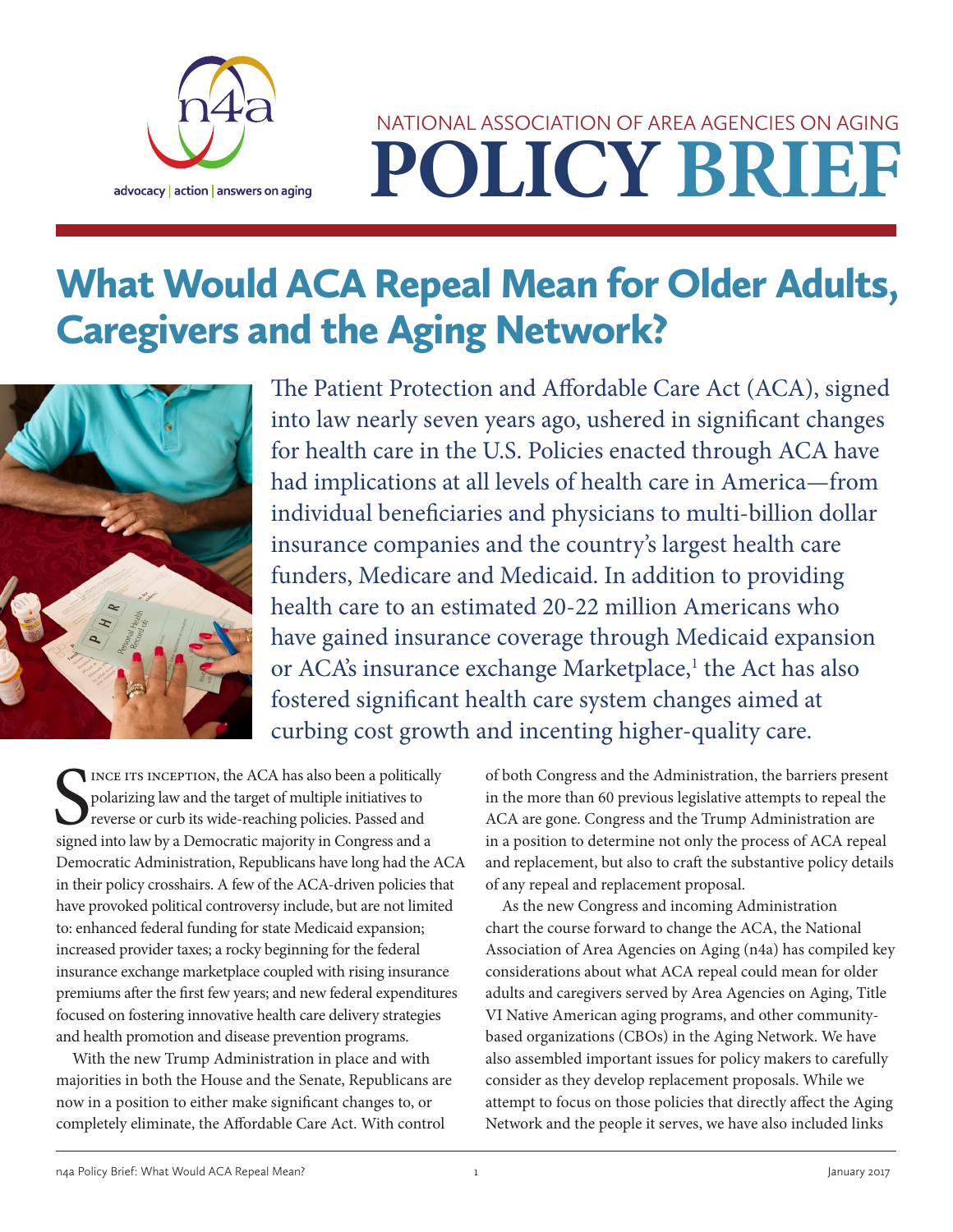NATIONAL ASSOCIATION OF AREA AGENCIES ON AGING

# POLICY BRIEF

## What Would ACA Repeal Mean for Older Adults, Caregivers and the Aging Network?

The Patient Protection and Affordable Care Act (ACA), signed into law nearly seven years ago, ushered in significant changes for health care in the U.S. Policies enacted through ACA have had implications at all levels of health care in America—from individual beneficiaries and physicians to multi-billion dollar insurance companies and the country's largest health care funders, Medicare and Medicaid. In addition to providing health care to an estimated 20-22 million Americans who have gained insurance coverage through Medicaid expansion or ACA's insurance exchange Marketplace,[1] the Act has also fostered significant health care system changes aimed at curbing cost growth and incenting higher-quality care.

Since its inception, the ACA has also been a politically polarizing law and the target of multiple initiatives to reverse or curb its wide-reaching policies. Passed and signed into law by a Democratic majority in Congress and a Democratic Administration, Republicans have long had the ACA in their policy crosshairs. A few of the ACA-driven policies that have provoked political controversy include, but are not limited to: enhanced federal funding for state Medicaid expansion; increased provider taxes; a rocky beginning for the federal insurance exchange marketplace coupled with rising insurance premiums after the first few years; and new federal expenditures focused on fostering innovative health care delivery strategies and health promotion and disease prevention programs.

With the new Trump Administration in place and with majorities in both the House and the Senate, Republicans are now in a position to either make significant changes to, or completely eliminate, the Affordable Care Act. With control of both Congress and the Administration, the barriers present in the more than 60 previous legislative attempts to repeal the ACA are gone. Congress and the Trump Administration are in a position to determine not only the process of ACA repeal and replacement, but also to craft the substantive policy details of any repeal and replacement proposal.

As the new Congress and incoming Administration chart the course forward to change the ACA, the National Association of Area Agencies on Aging (n4a) has compiled key considerations about what ACA repeal could mean for older adults and caregivers served by Area Agencies on Aging, Title VI Native American aging programs, and other community-based organizations (CBOs) in the Aging Network. We have also assembled important issues for policy makers to carefully consider as they develop replacement proposals. While we attempt to focus on those policies that directly affect the Aging Network and the people it serves, we have also included links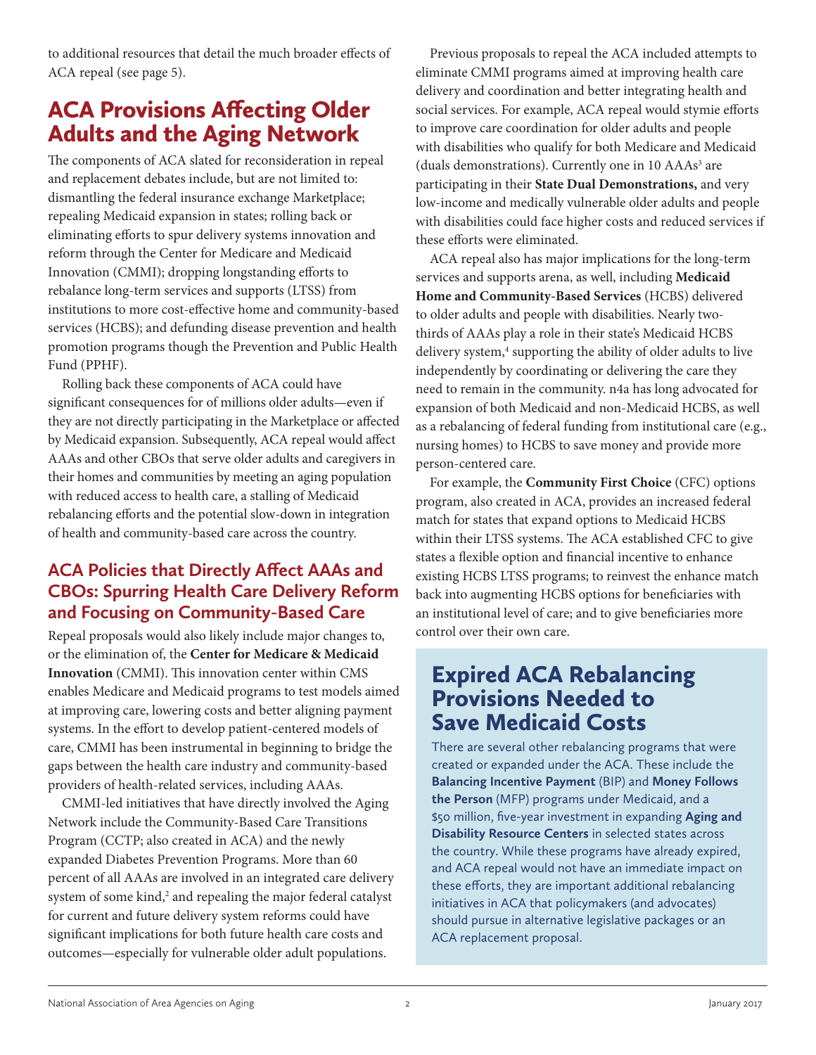to additional resources that detail the much broader effects of ACA repeal (see page 5).

## ACA Provisions Affecting Older Adults and the Aging Network

The components of ACA slated for reconsideration in repeal and replacement debates include, but are not limited to: dismantling the federal insurance exchange Marketplace; repealing Medicaid expansion in states; rolling back or eliminating efforts to spur delivery systems innovation and reform through the Center for Medicare and Medicaid Innovation (CMMI); dropping longstanding efforts to rebalance long-term services and supports (LTSS) from institutions to more cost-effective home and community-based services (HCBS); and defunding disease prevention and health promotion programs though the Prevention and Public Health Fund (PPHF).

Rolling back these components of ACA could have significant consequences for of millions older adults—even if they are not directly participating in the Marketplace or affected by Medicaid expansion. Subsequently, ACA repeal would affect AAAs and other CBOs that serve older adults and caregivers in their homes and communities by meeting an aging population with reduced access to health care, a stalling of Medicaid rebalancing efforts and the potential slow-down in integration of health and community-based care across the country.

### ACA Policies that Directly Affect AAAs and CBOs: Spurring Health Care Delivery Reform and Focusing on Community-Based Care

Repeal proposals would also likely include major changes to, or the elimination of, the **Center for Medicare & Medicaid Innovation** (CMMI). This innovation center within CMS enables Medicare and Medicaid programs to test models aimed at improving care, lowering costs and better aligning payment systems. In the effort to develop patient-centered models of care, CMMI has been instrumental in beginning to bridge the gaps between the health care industry and community-based providers of health-related services, including AAAs.

CMMI-led initiatives that have directly involved the Aging Network include the Community-Based Care Transitions Program (CCTP; also created in ACA) and the newly expanded Diabetes Prevention Programs. More than 60 percent of all AAAs are involved in an integrated care delivery system of some kind,[2] and repealing the major federal catalyst for current and future delivery system reforms could have significant implications for both future health care costs and outcomes—especially for vulnerable older adult populations.

Previous proposals to repeal the ACA included attempts to eliminate CMMI programs aimed at improving health care delivery and coordination and better integrating health and social services. For example, ACA repeal would stymie efforts to improve care coordination for older adults and people with disabilities who qualify for both Medicare and Medicaid (duals demonstrations). Currently one in 10 AAAs[3] are participating in their **State Dual Demonstrations,** and very low-income and medically vulnerable older adults and people with disabilities could face higher costs and reduced services if these efforts were eliminated.

ACA repeal also has major implications for the long-term services and supports arena, as well, including **Medicaid Home and Community-Based Services** (HCBS) delivered to older adults and people with disabilities. Nearly two-thirds of AAAs play a role in their state's Medicaid HCBS delivery system,[4] supporting the ability of older adults to live independently by coordinating or delivering the care they need to remain in the community. n4a has long advocated for expansion of both Medicaid and non-Medicaid HCBS, as well as a rebalancing of federal funding from institutional care (e.g., nursing homes) to HCBS to save money and provide more person-centered care.

For example, the **Community First Choice** (CFC) options program, also created in ACA, provides an increased federal match for states that expand options to Medicaid HCBS within their LTSS systems. The ACA established CFC to give states a flexible option and financial incentive to enhance existing HCBS LTSS programs; to reinvest the enhance match back into augmenting HCBS options for beneficiaries with an institutional level of care; and to give beneficiaries more control over their own care.

## Expired ACA Rebalancing Provisions Needed to Save Medicaid Costs

There are several other rebalancing programs that were created or expanded under the ACA. These include the **Balancing Incentive Payment** (BIP) and **Money Follows the Person** (MFP) programs under Medicaid, and a $50 million, five-year investment in expanding **Aging and Disability Resource Centers** in selected states across the country. While these programs have already expired, and ACA repeal would not have an immediate impact on these efforts, they are important additional rebalancing initiatives in ACA that policymakers (and advocates) should pursue in alternative legislative packages or an ACA replacement proposal.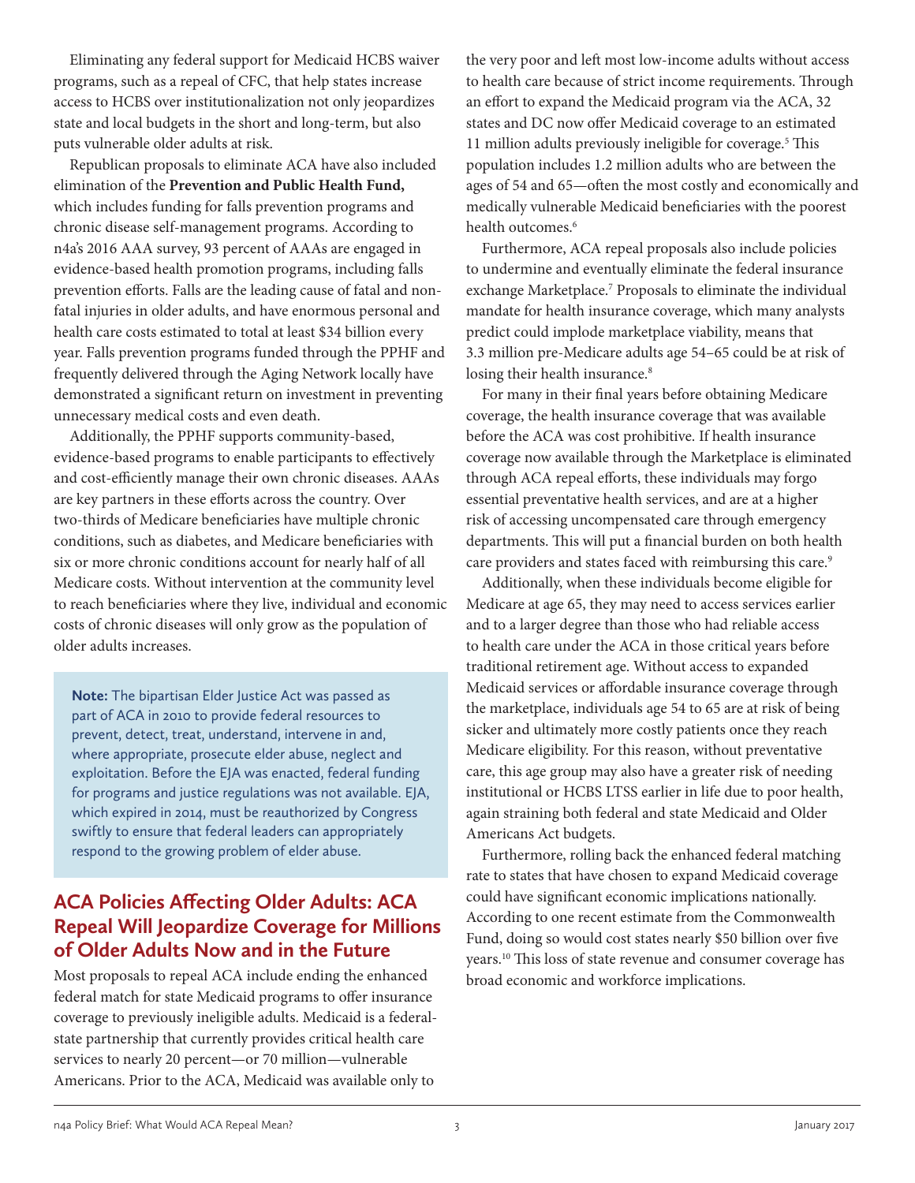Eliminating any federal support for Medicaid HCBS waiver programs, such as a repeal of CFC, that help states increase access to HCBS over institutionalization not only jeopardizes state and local budgets in the short and long-term, but also puts vulnerable older adults at risk.

Republican proposals to eliminate ACA have also included elimination of the **Prevention and Public Health Fund,** which includes funding for falls prevention programs and chronic disease self-management programs. According to n4a's 2016 AAA survey, 93 percent of AAAs are engaged in evidence-based health promotion programs, including falls prevention efforts. Falls are the leading cause of fatal and non-fatal injuries in older adults, and have enormous personal and health care costs estimated to total at least $34 billion every year. Falls prevention programs funded through the PPHF and frequently delivered through the Aging Network locally have demonstrated a significant return on investment in preventing unnecessary medical costs and even death.

Additionally, the PPHF supports community-based, evidence-based programs to enable participants to effectively and cost-efficiently manage their own chronic diseases. AAAs are key partners in these efforts across the country. Over two-thirds of Medicare beneficiaries have multiple chronic conditions, such as diabetes, and Medicare beneficiaries with six or more chronic conditions account for nearly half of all Medicare costs. Without intervention at the community level to reach beneficiaries where they live, individual and economic costs of chronic diseases will only grow as the population of older adults increases.

> **Note:** The bipartisan Elder Justice Act was passed as part of ACA in 2010 to provide federal resources to prevent, detect, treat, understand, intervene in and, where appropriate, prosecute elder abuse, neglect and exploitation. Before the EJA was enacted, federal funding for programs and justice regulations was not available. EJA, which expired in 2014, must be reauthorized by Congress swiftly to ensure that federal leaders can appropriately respond to the growing problem of elder abuse.

## ACA Policies Affecting Older Adults: ACA Repeal Will Jeopardize Coverage for Millions of Older Adults Now and in the Future

Most proposals to repeal ACA include ending the enhanced federal match for state Medicaid programs to offer insurance coverage to previously ineligible adults. Medicaid is a federal-state partnership that currently provides critical health care services to nearly 20 percent—or 70 million—vulnerable Americans. Prior to the ACA, Medicaid was available only to the very poor and left most low-income adults without access to health care because of strict income requirements. Through an effort to expand the Medicaid program via the ACA, 32 states and DC now offer Medicaid coverage to an estimated 11 million adults previously ineligible for coverage.[5] This population includes 1.2 million adults who are between the ages of 54 and 65—often the most costly and economically and medically vulnerable Medicaid beneficiaries with the poorest health outcomes.[6]

Furthermore, ACA repeal proposals also include policies to undermine and eventually eliminate the federal insurance exchange Marketplace.[7] Proposals to eliminate the individual mandate for health insurance coverage, which many analysts predict could implode marketplace viability, means that 3.3 million pre-Medicare adults age 54–65 could be at risk of losing their health insurance.[8]

For many in their final years before obtaining Medicare coverage, the health insurance coverage that was available before the ACA was cost prohibitive. If health insurance coverage now available through the Marketplace is eliminated through ACA repeal efforts, these individuals may forgo essential preventative health services, and are at a higher risk of accessing uncompensated care through emergency departments. This will put a financial burden on both health care providers and states faced with reimbursing this care.[9]

Additionally, when these individuals become eligible for Medicare at age 65, they may need to access services earlier and to a larger degree than those who had reliable access to health care under the ACA in those critical years before traditional retirement age. Without access to expanded Medicaid services or affordable insurance coverage through the marketplace, individuals age 54 to 65 are at risk of being sicker and ultimately more costly patients once they reach Medicare eligibility. For this reason, without preventative care, this age group may also have a greater risk of needing institutional or HCBS LTSS earlier in life due to poor health, again straining both federal and state Medicaid and Older Americans Act budgets.

Furthermore, rolling back the enhanced federal matching rate to states that have chosen to expand Medicaid coverage could have significant economic implications nationally. According to one recent estimate from the Commonwealth Fund, doing so would cost states nearly $50 billion over five years.[10] This loss of state revenue and consumer coverage has broad economic and workforce implications.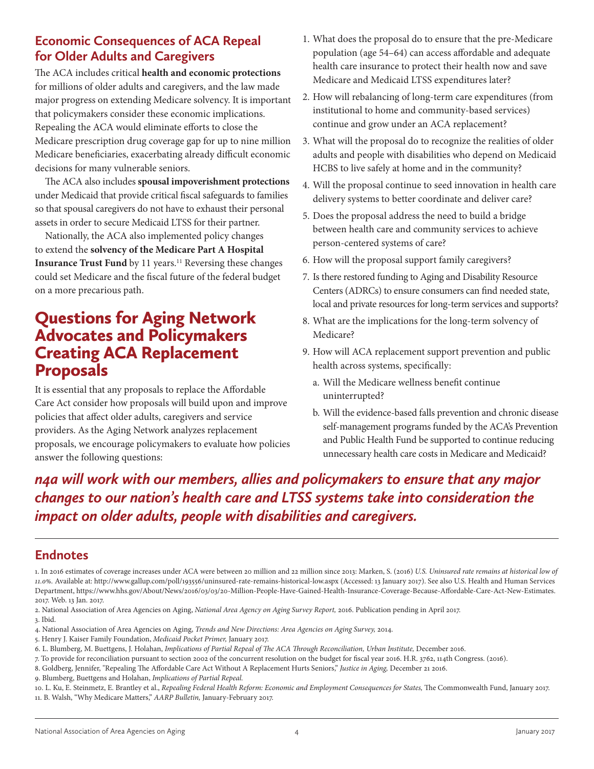## Economic Consequences of ACA Repeal for Older Adults and Caregivers

The ACA includes critical **health and economic protections** for millions of older adults and caregivers, and the law made major progress on extending Medicare solvency. It is important that policymakers consider these economic implications. Repealing the ACA would eliminate efforts to close the Medicare prescription drug coverage gap for up to nine million Medicare beneficiaries, exacerbating already difficult economic decisions for many vulnerable seniors.

The ACA also includes **spousal impoverishment protections** under Medicaid that provide critical fiscal safeguards to families so that spousal caregivers do not have to exhaust their personal assets in order to secure Medicaid LTSS for their partner.

Nationally, the ACA also implemented policy changes to extend the **solvency of the Medicare Part A Hospital Insurance Trust Fund** by 11 years.[11] Reversing these changes could set Medicare and the fiscal future of the federal budget on a more precarious path.

# Questions for Aging Network Advocates and Policymakers Creating ACA Replacement Proposals

It is essential that any proposals to replace the Affordable Care Act consider how proposals will build upon and improve policies that affect older adults, caregivers and service providers. As the Aging Network analyzes replacement proposals, we encourage policymakers to evaluate how policies answer the following questions:

1. What does the proposal do to ensure that the pre-Medicare population (age 54–64) can access affordable and adequate health care insurance to protect their health now and save Medicare and Medicaid LTSS expenditures later?
2. How will rebalancing of long-term care expenditures (from institutional to home and community-based services) continue and grow under an ACA replacement?
3. What will the proposal do to recognize the realities of older adults and people with disabilities who depend on Medicaid HCBS to live safely at home and in the community?
4. Will the proposal continue to seed innovation in health care delivery systems to better coordinate and deliver care?
5. Does the proposal address the need to build a bridge between health care and community services to achieve person-centered systems of care?
6. How will the proposal support family caregivers?
7. Is there restored funding to Aging and Disability Resource Centers (ADRCs) to ensure consumers can find needed state, local and private resources for long-term services and supports?
8. What are the implications for the long-term solvency of Medicare?
9. How will ACA replacement support prevention and public health across systems, specifically:
   a. Will the Medicare wellness benefit continue uninterrupted?
   b. Will the evidence-based falls prevention and chronic disease self-management programs funded by the ACA's Prevention and Public Health Fund be supported to continue reducing unnecessary health care costs in Medicare and Medicaid?

***n4a will work with our members, allies and policymakers to ensure that any major changes to our nation's health care and LTSS systems take into consideration the impact on older adults, people with disabilities and caregivers.***

## Endnotes

1. In 2016 estimates of coverage increases under ACA were between 20 million and 22 million since 2013: Marken, S. (2016) *U.S. Uninsured rate remains at historical low of 11.0%.* Available at: http://www.gallup.com/poll/193556/uninsured-rate-remains-historical-low.aspx (Accessed: 13 January 2017). See also U.S. Health and Human Services Department, https://www.hhs.gov/About/News/2016/03/03/20-Million-People-Have-Gained-Health-Insurance-Coverage-Because-Affordable-Care-Act-New-Estimates. 2017. Web. 13 Jan. 2017.
2. National Association of Area Agencies on Aging, *National Area Agency on Aging Survey Report,* 2016. Publication pending in April 2017.
3. Ibid.
4. National Association of Area Agencies on Aging, *Trends and New Directions: Area Agencies on Aging Survey,* 2014.
5. Henry J. Kaiser Family Foundation, *Medicaid Pocket Primer,* January 2017.
6. L. Blumberg, M. Buettgens, J. Holahan, *Implications of Partial Repeal of The ACA Through Reconciliation, Urban Institute,* December 2016.
7. To provide for reconciliation pursuant to section 2002 of the concurrent resolution on the budget for fiscal year 2016. H.R. 3762, 114th Congress. (2016).
8. Goldberg, Jennifer, "Repealing The Affordable Care Act Without A Replacement Hurts Seniors," *Justice in Aging,* December 21 2016.
9. Blumberg, Buettgens and Holahan, *Implications of Partial Repeal.*
10. L. Ku, E. Steinmetz, E. Brantley et al., *Repealing Federal Health Reform: Economic and Employment Consequences for States,* The Commonwealth Fund, January 2017.
11. B. Walsh, "Why Medicare Matters," *AARP Bulletin,* January-February 2017.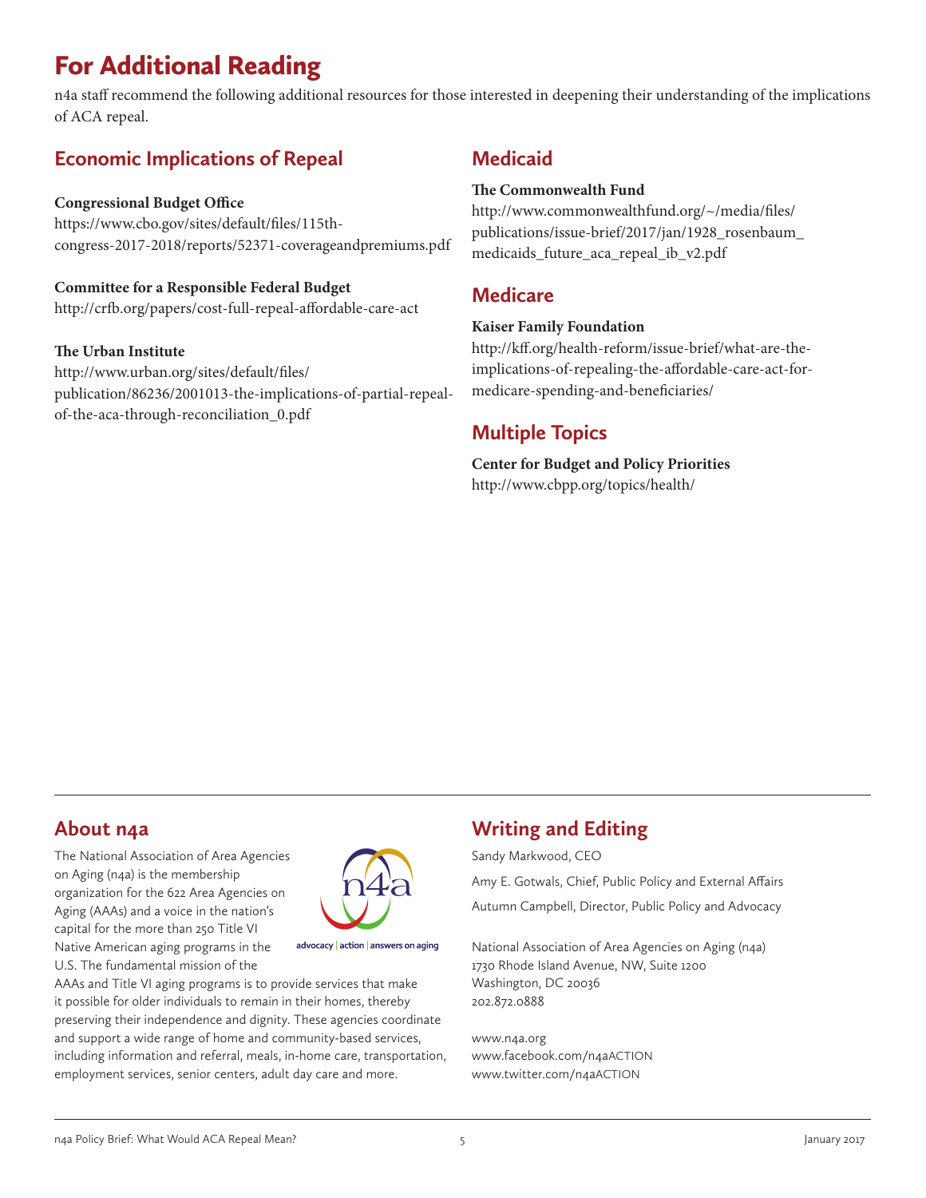# For Additional Reading

n4a staff recommend the following additional resources for those interested in deepening their understanding of the implications of ACA repeal.

## Economic Implications of Repeal

**Congressional Budget Office**
https://www.cbo.gov/sites/default/files/115th-congress-2017-2018/reports/52371-coverageandpremiums.pdf

**Committee for a Responsible Federal Budget**
http://crfb.org/papers/cost-full-repeal-affordable-care-act

**The Urban Institute**
http://www.urban.org/sites/default/files/publication/86236/2001013-the-implications-of-partial-repeal-of-the-aca-through-reconciliation_0.pdf

## Medicaid

**The Commonwealth Fund**
http://www.commonwealthfund.org/~/media/files/publications/issue-brief/2017/jan/1928_rosenbaum_medicaids_future_aca_repeal_ib_v2.pdf

## Medicare

**Kaiser Family Foundation**
http://kff.org/health-reform/issue-brief/what-are-the-implications-of-repealing-the-affordable-care-act-for-medicare-spending-and-beneficiaries/

## Multiple Topics

**Center for Budget and Policy Priorities**
http://www.cbpp.org/topics/health/

## About n4a

The National Association of Area Agencies on Aging (n4a) is the membership organization for the 622 Area Agencies on Aging (AAAs) and a voice in the nation's capital for the more than 250 Title VI Native American aging programs in the U.S. The fundamental mission of the AAAs and Title VI aging programs is to provide services that make it possible for older individuals to remain in their homes, thereby preserving their independence and dignity. These agencies coordinate and support a wide range of home and community-based services, including information and referral, meals, in-home care, transportation, employment services, senior centers, adult day care and more.

advocacy | action | answers on aging

## Writing and Editing

Sandy Markwood, CEO

Amy E. Gotwals, Chief, Public Policy and External Affairs

Autumn Campbell, Director, Public Policy and Advocacy

National Association of Area Agencies on Aging (n4a)
1730 Rhode Island Avenue, NW, Suite 1200
Washington, DC 20036
202.872.0888

www.n4a.org
www.facebook.com/n4aACTION
www.twitter.com/n4aACTION